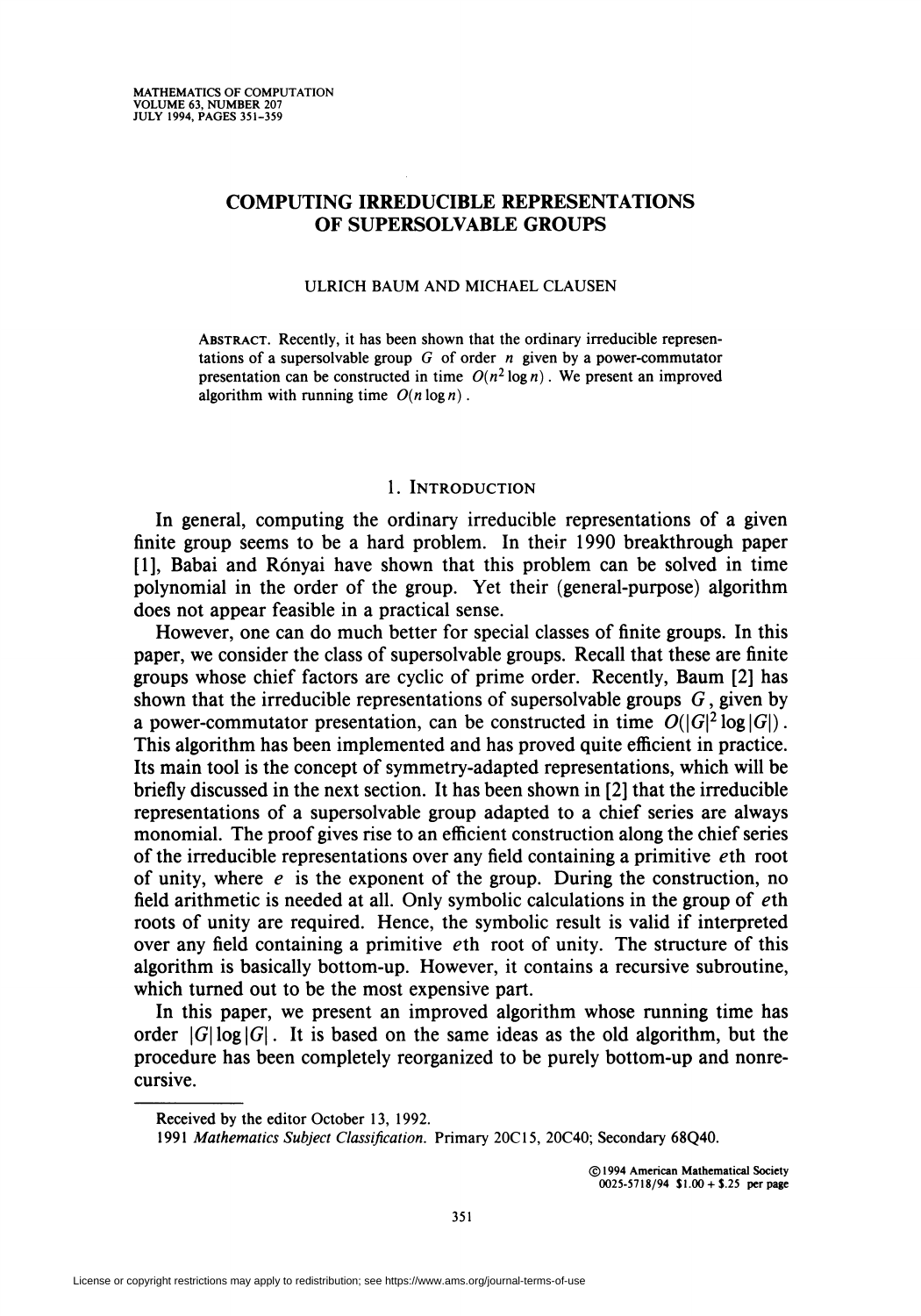# COMPUTING IRREDUCIBLE REPRESENTATIONS OF SUPERSOLVABLE GROUPS

ULRICH BAUM AND MICHAEL CLAUSEN

ABSTRACT. Recently, it has been shown that the ordinary irreducible representations of a supersolvable group $G$ of order $n$ given by a power-commutator presentation can be constructed in time $O(n^2 \log n)$. We present an improved algorithm with running time $O(n \log n)$.

## 1. INTRODUCTION

In general, computing the ordinary irreducible representations of a given finite group seems to be a hard problem. In their 1990 breakthrough paper [1], Babai and Rónyai have shown that this problem can be solved in time polynomial in the order of the group. Yet their (general-purpose) algorithm does not appear feasible in a practical sense.

However, one can do much better for special classes of finite groups. In this paper, we consider the class of supersolvable groups. Recall that these are finite groups whose chief factors are cyclic of prime order. Recently, Baum [2] has shown that the irreducible representations of supersolvable groups $G$, given by a power-commutator presentation, can be constructed in time $O(|G|^2 \log |G|)$. This algorithm has been implemented and has proved quite efficient in practice. Its main tool is the concept of symmetry-adapted representations, which will be briefly discussed in the next section. It has been shown in [2] that the irreducible representations of a supersolvable group adapted to a chief series are always monomial. The proof gives rise to an efficient construction along the chief series of the irreducible representations over any field containing a primitive $e$th root of unity, where $e$ is the exponent of the group. During the construction, no field arithmetic is needed at all. Only symbolic calculations in the group of $e$th roots of unity are required. Hence, the symbolic result is valid if interpreted over any field containing a primitive $e$th root of unity. The structure of this algorithm is basically bottom-up. However, it contains a recursive subroutine, which turned out to be the most expensive part.

In this paper, we present an improved algorithm whose running time has order $|G| \log |G|$. It is based on the same ideas as the old algorithm, but the procedure has been completely reorganized to be purely bottom-up and nonrecursive.

---

Received by the editor October 13, 1992.

1991 *Mathematics Subject Classification*. Primary 20C15, 20C40; Secondary 68Q40.

©1994 American Mathematical Society
0025-5718/94 \$1.00 + \$.25 per page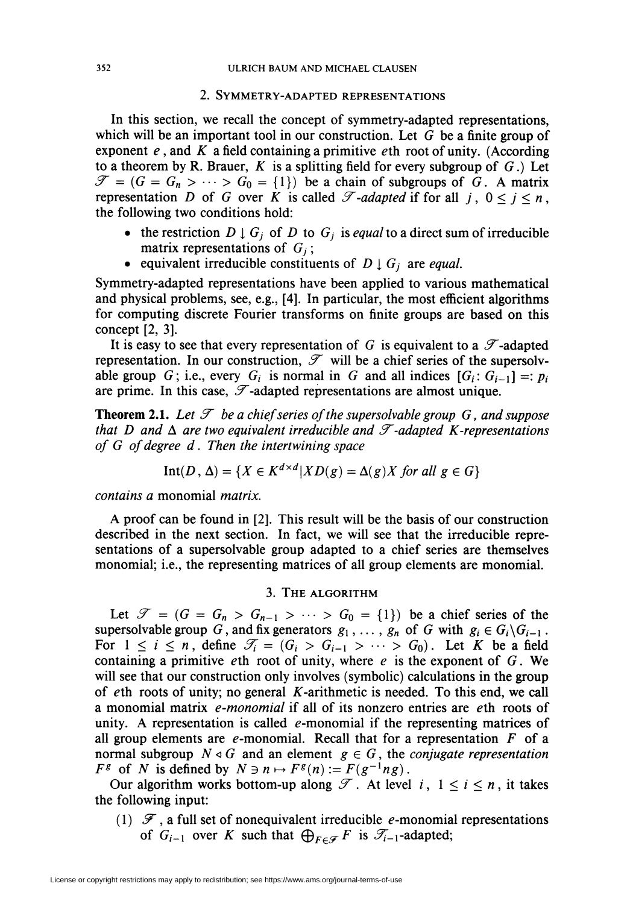## 2. Symmetry-adapted representations

In this section, we recall the concept of symmetry-adapted representations, which will be an important tool in our construction. Let $G$ be a finite group of exponent $e$, and $K$ a field containing a primitive $e$th root of unity. (According to a theorem by R. Brauer, $K$ is a splitting field for every subgroup of $G$.) Let $\mathcal{T} = (G = G_n > \cdots > G_0 = \{1\})$ be a chain of subgroups of $G$. A matrix representation $D$ of $G$ over $K$ is called *$\mathcal{T}$-adapted* if for all $j$, $0 \leq j \leq n$, the following two conditions hold:

- the restriction $D \downarrow G_j$ of $D$ to $G_j$ is *equal* to a direct sum of irreducible matrix representations of $G_j$;
- equivalent irreducible constituents of $D \downarrow G_j$ are *equal*.

Symmetry-adapted representations have been applied to various mathematical and physical problems, see, e.g., [4]. In particular, the most efficient algorithms for computing discrete Fourier transforms on finite groups are based on this concept [2, 3].

It is easy to see that every representation of $G$ is equivalent to a $\mathcal{T}$-adapted representation. In our construction, $\mathcal{T}$ will be a chief series of the supersolvable group $G$; i.e., every $G_i$ is normal in $G$ and all indices $[G_i : G_{i-1}] =: p_i$ are prime. In this case, $\mathcal{T}$-adapted representations are almost unique.

**Theorem 2.1.** *Let $\mathcal{T}$ be a chief series of the supersolvable group $G$, and suppose that $D$ and $\Delta$ are two equivalent irreducible and $\mathcal{T}$-adapted $K$-representations of $G$ of degree $d$. Then the intertwining space*

$$\mathrm{Int}(D, \Delta) = \{X \in K^{d\times d} | XD(g) = \Delta(g)X \text{ for all } g \in G\}$$

*contains a* monomial *matrix.*

A proof can be found in [2]. This result will be the basis of our construction described in the next section. In fact, we will see that the irreducible representations of a supersolvable group adapted to a chief series are themselves monomial; i.e., the representing matrices of all group elements are monomial.

## 3. The algorithm

Let $\mathcal{T} = (G = G_n > G_{n-1} > \cdots > G_0 = \{1\})$ be a chief series of the supersolvable group $G$, and fix generators $g_1, \ldots, g_n$ of $G$ with $g_i \in G_i \setminus G_{i-1}$. For $1 \leq i \leq n$, define $\mathcal{T}_i = (G_i > G_{i-1} > \cdots > G_0)$. Let $K$ be a field containing a primitive $e$th root of unity, where $e$ is the exponent of $G$. We will see that our construction only involves (symbolic) calculations in the group of $e$th roots of unity; no general $K$-arithmetic is needed. To this end, we call a monomial matrix *$e$-monomial* if all of its nonzero entries are $e$th roots of unity. A representation is called $e$-monomial if the representing matrices of all group elements are $e$-monomial. Recall that for a representation $F$ of a normal subgroup $N \triangleleft G$ and an element $g \in G$, the *conjugate representation* $F^g$ of $N$ is defined by $N \ni n \mapsto F^g(n) := F(g^{-1}ng)$.

Our algorithm works bottom-up along $\mathcal{T}$. At level $i$, $1 \leq i \leq n$, it takes the following input:

(1) $\mathcal{F}$, a full set of nonequivalent irreducible $e$-monomial representations of $G_{i-1}$ over $K$ such that $\bigoplus_{F\in\mathcal{F}} F$ is $\mathcal{T}_{i-1}$-adapted;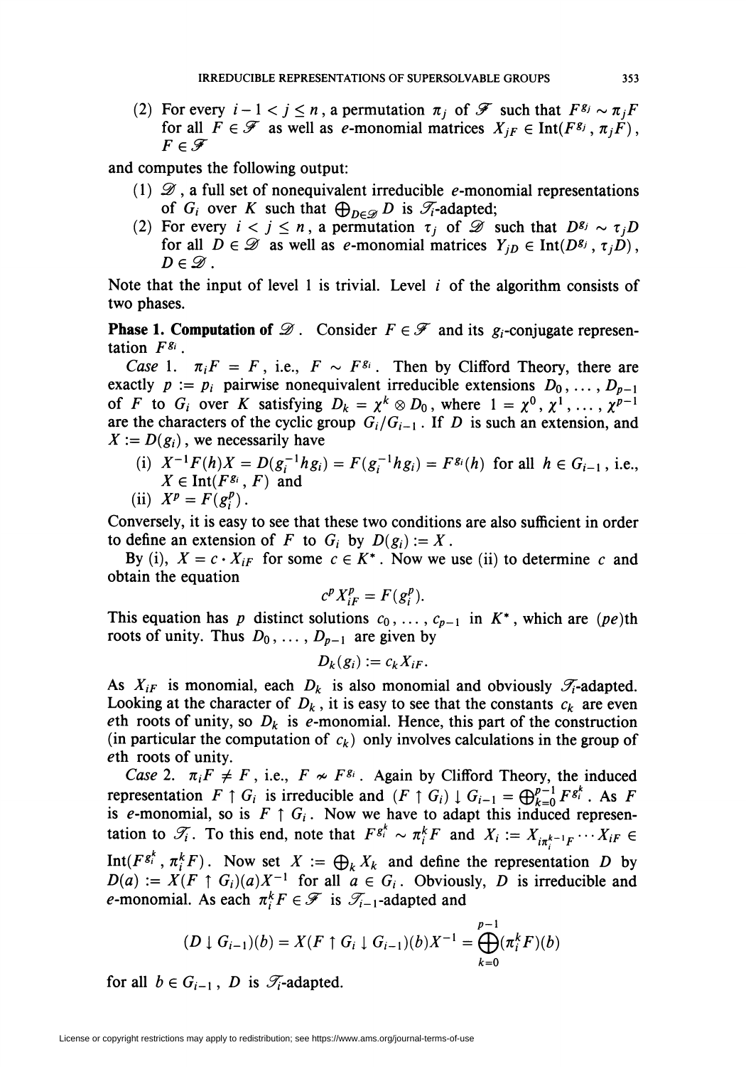(2) For every $i - 1 < j \leq n$, a permutation $\pi_j$ of $\mathscr{F}$ such that $F^{g_j} \sim \pi_j F$ for all $F \in \mathscr{F}$ as well as $e$-monomial matrices $X_{jF} \in \operatorname{Int}(F^{g_j}, \pi_j F)$, $F \in \mathscr{F}$

and computes the following output:

(1) $\mathscr{D}$, a full set of nonequivalent irreducible $e$-monomial representations of $G_i$ over $K$ such that $\bigoplus_{D \in \mathscr{D}} D$ is $\mathscr{T}_i$-adapted;

(2) For every $i < j \leq n$, a permutation $\tau_j$ of $\mathscr{D}$ such that $D^{g_j} \sim \tau_j D$ for all $D \in \mathscr{D}$ as well as $e$-monomial matrices $Y_{jD} \in \operatorname{Int}(D^{g_j}, \tau_j D)$, $D \in \mathscr{D}$.

Note that the input of level 1 is trivial. Level $i$ of the algorithm consists of two phases.

**Phase 1. Computation of $\mathscr{D}$.** Consider $F \in \mathscr{F}$ and its $g_i$-conjugate representation $F^{g_i}$.

*Case* 1. $\pi_i F = F$, i.e., $F \sim F^{g_i}$. Then by Clifford Theory, there are exactly $p := p_i$ pairwise nonequivalent irreducible extensions $D_0, \ldots, D_{p-1}$ of $F$ to $G_i$ over $K$ satisfying $D_k = \chi^k \otimes D_0$, where $1 = \chi^0, \chi^1, \ldots, \chi^{p-1}$ are the characters of the cyclic group $G_i/G_{i-1}$. If $D$ is such an extension, and $X := D(g_i)$, we necessarily have

(i) $X^{-1}F(h)X = D(g_i^{-1}hg_i) = F(g_i^{-1}hg_i) = F^{g_i}(h)$ for all $h \in G_{i-1}$, i.e., $X \in \operatorname{Int}(F^{g_i}, F)$ and

(ii) $X^p = F(g_i^p)$.

Conversely, it is easy to see that these two conditions are also sufficient in order to define an extension of $F$ to $G_i$ by $D(g_i) := X$.

By (i), $X = c \cdot X_{iF}$ for some $c \in K^*$. Now we use (ii) to determine $c$ and obtain the equation

$$c^p X_{iF}^p = F(g_i^p).$$

This equation has $p$ distinct solutions $c_0, \ldots, c_{p-1}$ in $K^*$, which are $(pe)$th roots of unity. Thus $D_0, \ldots, D_{p-1}$ are given by

$$D_k(g_i) := c_k X_{iF}.$$

As $X_{iF}$ is monomial, each $D_k$ is also monomial and obviously $\mathscr{T}_i$-adapted. Looking at the character of $D_k$, it is easy to see that the constants $c_k$ are even $e$th roots of unity, so $D_k$ is $e$-monomial. Hence, this part of the construction (in particular the computation of $c_k$) only involves calculations in the group of $e$th roots of unity.

*Case* 2. $\pi_i F \neq F$, i.e., $F \nsim F^{g_i}$. Again by Clifford Theory, the induced representation $F \uparrow G_i$ is irreducible and $(F \uparrow G_i) \downarrow G_{i-1} = \bigoplus_{k=0}^{p-1} F^{g_i^k}$. As $F$ is $e$-monomial, so is $F \uparrow G_i$. Now we have to adapt this induced representation to $\mathscr{T}_i$. To this end, note that $F^{g_i^k} \sim \pi_i^k F$ and $X_i := X_{i\pi_i^{k-1}F} \cdots X_{iF} \in \operatorname{Int}(F^{g_i^k}, \pi_i^k F)$. Now set $X := \bigoplus_k X_k$ and define the representation $D$ by $D(a) := X(F \uparrow G_i)(a)X^{-1}$ for all $a \in G_i$. Obviously, $D$ is irreducible and $e$-monomial. As each $\pi_i^k F \in \mathscr{F}$ is $\mathscr{T}_{i-1}$-adapted and

$$(D \downarrow G_{i-1})(b) = X(F \uparrow G_i \downarrow G_{i-1})(b)X^{-1} = \bigoplus_{k=0}^{p-1} (\pi_i^k F)(b)$$

for all $b \in G_{i-1}$, $D$ is $\mathscr{T}_i$-adapted.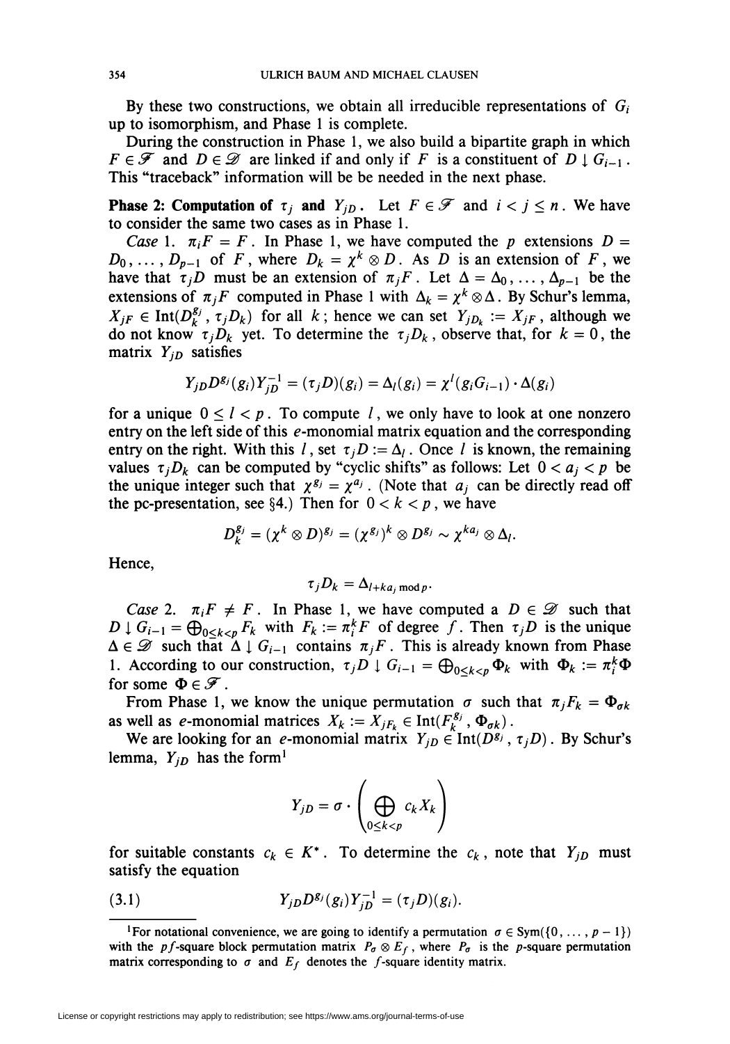By these two constructions, we obtain all irreducible representations of $G_i$ up to isomorphism, and Phase 1 is complete.

During the construction in Phase 1, we also build a bipartite graph in which $F \in \mathcal{F}$ and $D \in \mathcal{D}$ are linked if and only if $F$ is a constituent of $D \downarrow G_{i-1}$. This "traceback" information will be be needed in the next phase.

**Phase 2: Computation of $\tau_j$ and $Y_{jD}$.** Let $F \in \mathcal{F}$ and $i < j \leq n$. We have to consider the same two cases as in Phase 1.

*Case* 1. $\pi_i F = F$. In Phase 1, we have computed the $p$ extensions $D = D_0, \ldots, D_{p-1}$ of $F$, where $D_k = \chi^k \otimes D$. As $D$ is an extension of $F$, we have that $\tau_j D$ must be an extension of $\pi_j F$. Let $\Delta = \Delta_0, \ldots, \Delta_{p-1}$ be the extensions of $\pi_j F$ computed in Phase 1 with $\Delta_k = \chi^k \otimes \Delta$. By Schur's lemma, $X_{jF} \in \mathrm{Int}(D_k^{g_j}, \tau_j D_k)$ for all $k$; hence we can set $Y_{jD_k} := X_{jF}$, although we do not know $\tau_j D_k$ yet. To determine the $\tau_j D_k$, observe that, for $k = 0$, the matrix $Y_{jD}$ satisfies

$$Y_{jD} D^{g_j}(g_i) Y_{jD}^{-1} = (\tau_j D)(g_i) = \Delta_l(g_i) = \chi^l(g_i G_{i-1}) \cdot \Delta(g_i)$$

for a unique $0 \leq l < p$. To compute $l$, we only have to look at one nonzero entry on the left side of this $e$-monomial matrix equation and the corresponding entry on the right. With this $l$, set $\tau_j D := \Delta_l$. Once $l$ is known, the remaining values $\tau_j D_k$ can be computed by "cyclic shifts" as follows: Let $0 < a_j < p$ be the unique integer such that $\chi^{g_j} = \chi^{a_j}$. (Note that $a_j$ can be directly read off the pc-presentation, see §4.) Then for $0 < k < p$, we have

$$D_k^{g_j} = (\chi^k \otimes D)^{g_j} = (\chi^{g_j})^k \otimes D^{g_j} \sim \chi^{k a_j} \otimes \Delta_l.$$

Hence,

$$\tau_j D_k = \Delta_{l + k a_j \bmod p}.$$

*Case* 2. $\pi_i F \neq F$. In Phase 1, we have computed a $D \in \mathcal{D}$ such that $D \downarrow G_{i-1} = \bigoplus_{0 \leq k < p} F_k$ with $F_k := \pi_i^k F$ of degree $f$. Then $\tau_j D$ is the unique $\Delta \in \mathcal{D}$ such that $\Delta \downarrow G_{i-1}$ contains $\pi_j F$. This is already known from Phase 1. According to our construction, $\tau_j D \downarrow G_{i-1} = \bigoplus_{0 \leq k < p} \Phi_k$ with $\Phi_k := \pi_i^k \Phi$ for some $\Phi \in \mathcal{F}$.

From Phase 1, we know the unique permutation $\sigma$ such that $\pi_j F_k = \Phi_{\sigma k}$ as well as $e$-monomial matrices $X_k := X_{jF_k} \in \mathrm{Int}(F_k^{g_j}, \Phi_{\sigma k})$.

We are looking for an $e$-monomial matrix $Y_{jD} \in \mathrm{Int}(D^{g_j}, \tau_j D)$. By Schur's lemma, $Y_{jD}$ has the form[1]

$$Y_{jD} = \sigma \cdot \left( \bigoplus_{0 \leq k < p} c_k X_k \right)$$

for suitable constants $c_k \in K^*$. To determine the $c_k$, note that $Y_{jD}$ must satisfy the equation

$$Y_{jD} D^{g_j}(g_i) Y_{jD}^{-1} = (\tau_j D)(g_i). \tag{3.1}$$

---

[1] For notational convenience, we are going to identify a permutation $\sigma \in \mathrm{Sym}(\{0, \ldots, p-1\})$ with the $pf$-square block permutation matrix $P_\sigma \otimes E_f$, where $P_\sigma$ is the $p$-square permutation matrix corresponding to $\sigma$ and $E_f$ denotes the $f$-square identity matrix.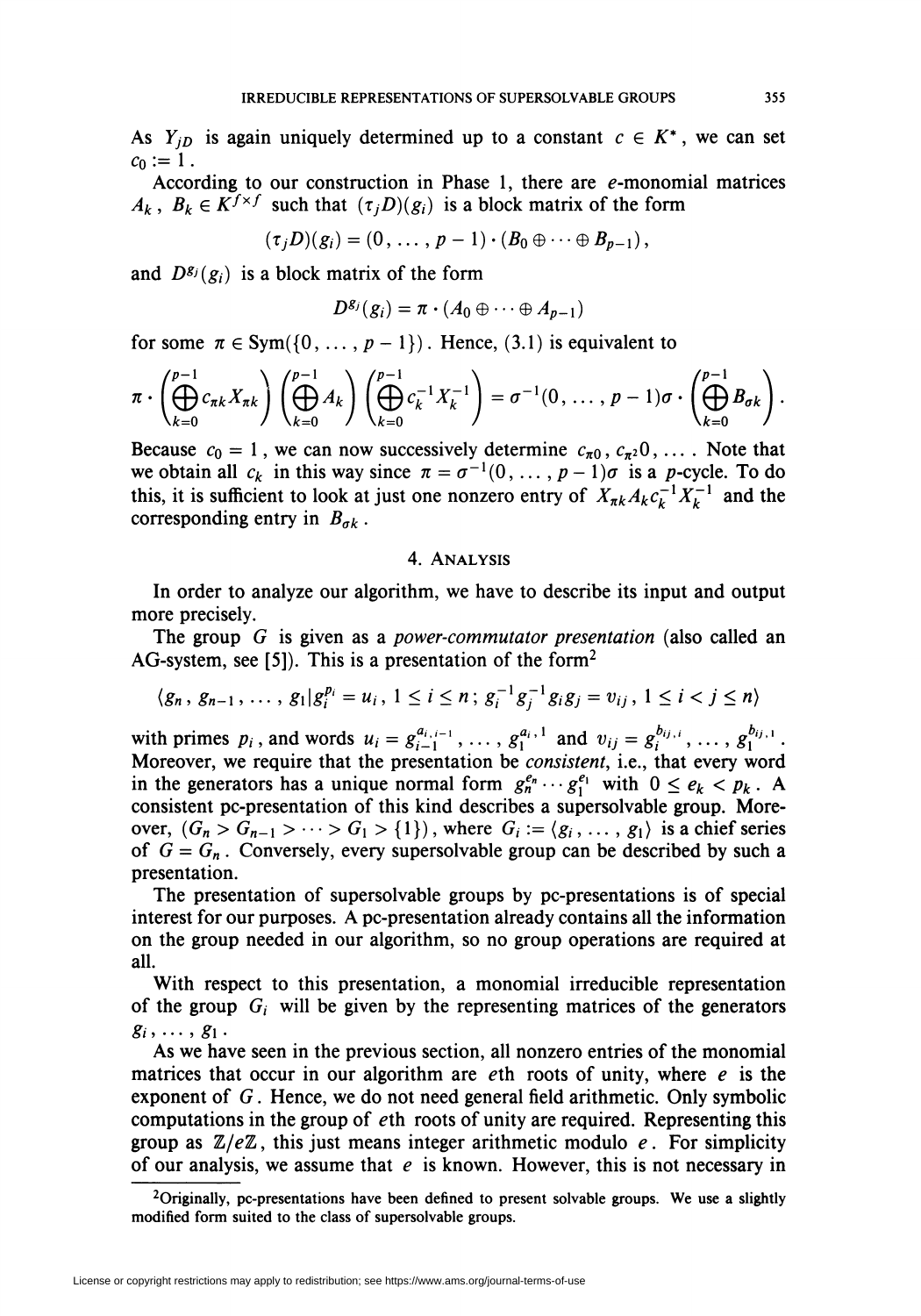As $Y_{jD}$ is again uniquely determined up to a constant $c \in K^*$, we can set $c_0 := 1$.

According to our construction in Phase 1, there are $e$-monomial matrices $A_k$, $B_k \in K^{f \times f}$ such that $(\tau_j D)(g_i)$ is a block matrix of the form

$$(\tau_j D)(g_i) = (0, \ldots, p-1) \cdot (B_0 \oplus \cdots \oplus B_{p-1}),$$

and $D^{g_j}(g_i)$ is a block matrix of the form

$$D^{g_j}(g_i) = \pi \cdot (A_0 \oplus \cdots \oplus A_{p-1})$$

for some $\pi \in \mathrm{Sym}(\{0, \ldots, p-1\})$. Hence, (3.1) is equivalent to

$$\pi \cdot \left( \bigoplus_{k=0}^{p-1} c_{\pi k} X_{\pi k} \right) \left( \bigoplus_{k=0}^{p-1} A_k \right) \left( \bigoplus_{k=0}^{p-1} c_k^{-1} X_k^{-1} \right) = \sigma^{-1}(0, \ldots, p-1)\sigma \cdot \left( \bigoplus_{k=0}^{p-1} B_{\sigma k} \right).$$

Because $c_0 = 1$, we can now successively determine $c_{\pi 0}, c_{\pi^2 0}, \ldots$. Note that we obtain all $c_k$ in this way since $\pi = \sigma^{-1}(0, \ldots, p-1)\sigma$ is a $p$-cycle. To do this, it is sufficient to look at just one nonzero entry of $X_{\pi k} A_k c_k^{-1} X_k^{-1}$ and the corresponding entry in $B_{\sigma k}$.

## 4. Analysis

In order to analyze our algorithm, we have to describe its input and output more precisely.

The group $G$ is given as a *power-commutator presentation* (also called an AG-system, see [5]). This is a presentation of the form[2]

$$\langle g_n, g_{n-1}, \ldots, g_1 | g_i^{p_i} = u_i,\ 1 \le i \le n;\ g_i^{-1} g_j^{-1} g_i g_j = v_{ij},\ 1 \le i < j \le n \rangle$$

with primes $p_i$, and words $u_i = g_{i-1}^{a_{i,i-1}}, \ldots, g_1^{a_{i,1}}$ and $v_{ij} = g_i^{b_{ij,i}}, \ldots, g_1^{b_{ij,1}}$. Moreover, we require that the presentation be *consistent*, i.e., that every word in the generators has a unique normal form $g_n^{e_n} \cdots g_1^{e_1}$ with $0 \le e_k < p_k$. A consistent pc-presentation of this kind describes a supersolvable group. Moreover, $(G_n > G_{n-1} > \cdots > G_1 > \{1\})$, where $G_i := \langle g_i, \ldots, g_1 \rangle$ is a chief series of $G = G_n$. Conversely, every supersolvable group can be described by such a presentation.

The presentation of supersolvable groups by pc-presentations is of special interest for our purposes. A pc-presentation already contains all the information on the group needed in our algorithm, so no group operations are required at all.

With respect to this presentation, a monomial irreducible representation of the group $G_i$ will be given by the representing matrices of the generators $g_i, \ldots, g_1$.

As we have seen in the previous section, all nonzero entries of the monomial matrices that occur in our algorithm are $e$th roots of unity, where $e$ is the exponent of $G$. Hence, we do not need general field arithmetic. Only symbolic computations in the group of $e$th roots of unity are required. Representing this group as $\mathbb{Z}/e\mathbb{Z}$, this just means integer arithmetic modulo $e$. For simplicity of our analysis, we assume that $e$ is known. However, this is not necessary in

[2] Originally, pc-presentations have been defined to present solvable groups. We use a slightly modified form suited to the class of supersolvable groups.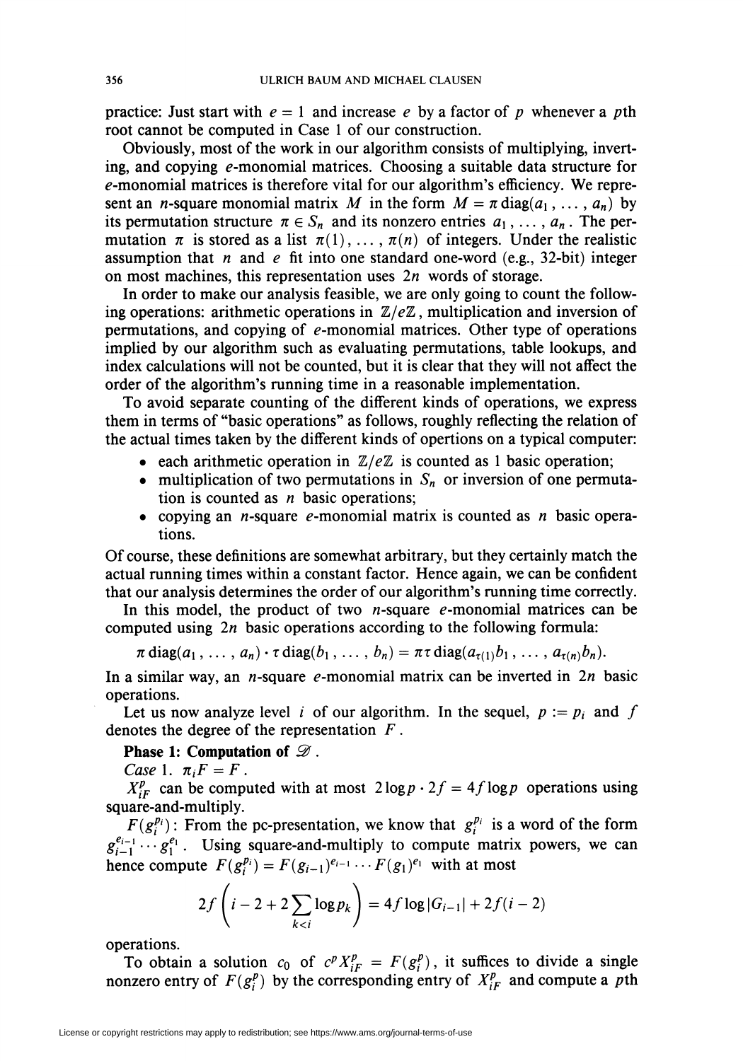practice: Just start with $e = 1$ and increase $e$ by a factor of $p$ whenever a $p$th root cannot be computed in Case 1 of our construction.

Obviously, most of the work in our algorithm consists of multiplying, inverting, and copying $e$-monomial matrices. Choosing a suitable data structure for $e$-monomial matrices is therefore vital for our algorithm's efficiency. We represent an $n$-square monomial matrix $M$ in the form $M = \pi \operatorname{diag}(a_1, \ldots, a_n)$ by its permutation structure $\pi \in S_n$ and its nonzero entries $a_1, \ldots, a_n$. The permutation $\pi$ is stored as a list $\pi(1), \ldots, \pi(n)$ of integers. Under the realistic assumption that $n$ and $e$ fit into one standard one-word (e.g., 32-bit) integer on most machines, this representation uses $2n$ words of storage.

In order to make our analysis feasible, we are only going to count the following operations: arithmetic operations in $\mathbb{Z}/e\mathbb{Z}$, multiplication and inversion of permutations, and copying of $e$-monomial matrices. Other type of operations implied by our algorithm such as evaluating permutations, table lookups, and index calculations will not be counted, but it is clear that they will not affect the order of the algorithm's running time in a reasonable implementation.

To avoid separate counting of the different kinds of operations, we express them in terms of "basic operations" as follows, roughly reflecting the relation of the actual times taken by the different kinds of opertions on a typical computer:

- each arithmetic operation in $\mathbb{Z}/e\mathbb{Z}$ is counted as 1 basic operation;
- multiplication of two permutations in $S_n$ or inversion of one permutation is counted as $n$ basic operations;
- copying an $n$-square $e$-monomial matrix is counted as $n$ basic operations.

Of course, these definitions are somewhat arbitrary, but they certainly match the actual running times within a constant factor. Hence again, we can be confident that our analysis determines the order of our algorithm's running time correctly.

In this model, the product of two $n$-square $e$-monomial matrices can be computed using $2n$ basic operations according to the following formula:

$$\pi \operatorname{diag}(a_1, \ldots, a_n) \cdot \tau \operatorname{diag}(b_1, \ldots, b_n) = \pi\tau \operatorname{diag}(a_{\tau(1)}b_1, \ldots, a_{\tau(n)}b_n).$$

In a similar way, an $n$-square $e$-monomial matrix can be inverted in $2n$ basic operations.

Let us now analyze level $i$ of our algorithm. In the sequel, $p := p_i$ and $f$ denotes the degree of the representation $F$.

**Phase 1: Computation of $\mathscr{D}$.**

*Case* 1. $\pi_i F = F$.

$X_{iF}^p$ can be computed with at most $2 \log p \cdot 2f = 4f \log p$ operations using square-and-multiply.

$F(g_i^{p_i})$: From the pc-presentation, we know that $g_i^{p_i}$ is a word of the form $g_{i-1}^{e_{i-1}} \cdots g_1^{e_1}$. Using square-and-multiply to compute matrix powers, we can hence compute $F(g_i^{p_i}) = F(g_{i-1})^{e_{i-1}} \cdots F(g_1)^{e_1}$ with at most

$$2f\left(i - 2 + 2\sum_{k<i} \log p_k\right) = 4f \log |G_{i-1}| + 2f(i-2)$$

operations.

To obtain a solution $c_0$ of $c^p X_{iF}^p = F(g_i^p)$, it suffices to divide a single nonzero entry of $F(g_i^p)$ by the corresponding entry of $X_{iF}^p$ and compute a $p$th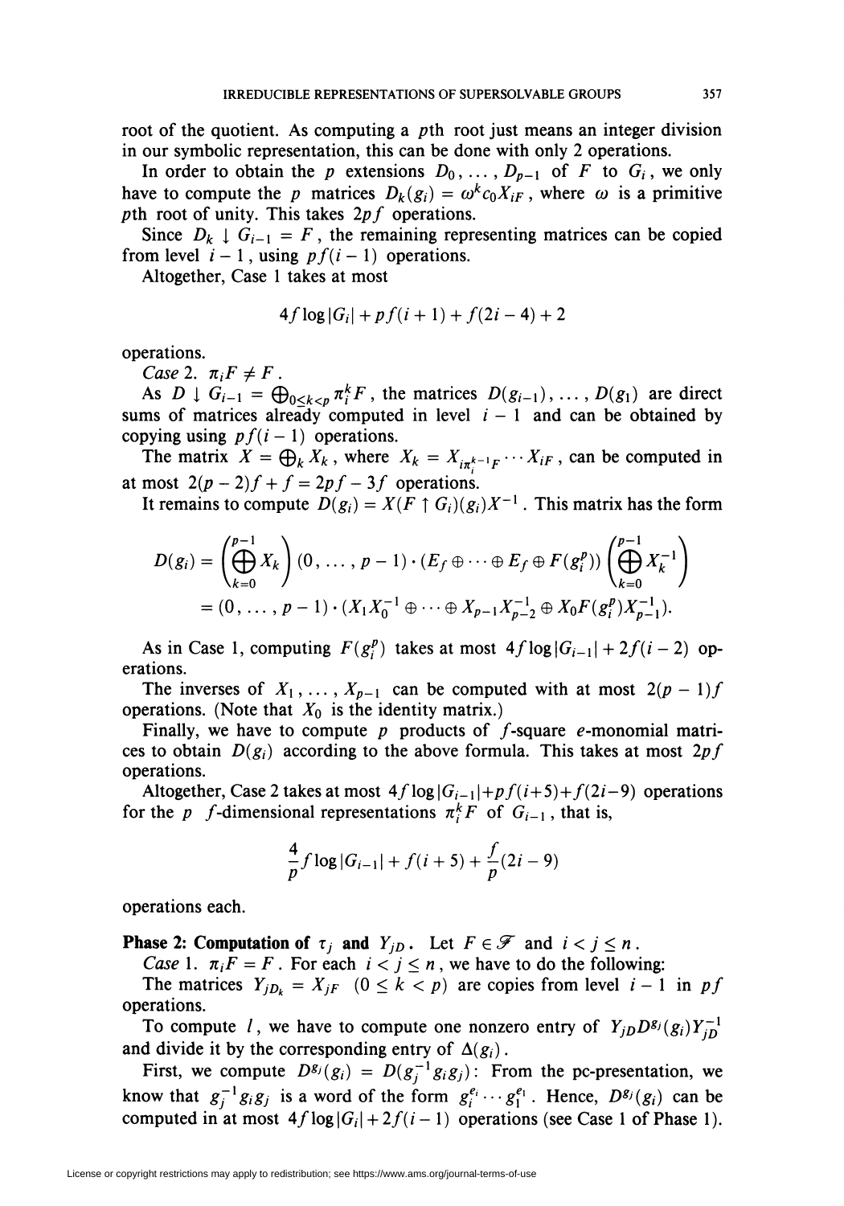root of the quotient. As computing a $p$th root just means an integer division in our symbolic representation, this can be done with only 2 operations.

In order to obtain the $p$ extensions $D_0, \ldots, D_{p-1}$ of $F$ to $G_i$, we only have to compute the $p$ matrices $D_k(g_i) = \omega^k c_0 X_{iF}$, where $\omega$ is a primitive $p$th root of unity. This takes $2pf$ operations.

Since $D_k \downarrow G_{i-1} = F$, the remaining representing matrices can be copied from level $i-1$, using $pf(i-1)$ operations.

Altogether, Case 1 takes at most

$$4f \log |G_i| + pf(i+1) + f(2i-4) + 2$$

operations.

*Case* 2. $\pi_i F \neq F$.

As $D \downarrow G_{i-1} = \bigoplus_{0 \le k < p} \pi_i^k F$, the matrices $D(g_{i-1}), \ldots, D(g_1)$ are direct sums of matrices already computed in level $i-1$ and can be obtained by copying using $pf(i-1)$ operations.

The matrix $X = \bigoplus_k X_k$, where $X_k = X_{i\pi_i^{k-1}F} \cdots X_{iF}$, can be computed in at most $2(p-2)f + f = 2pf - 3f$ operations.

It remains to compute $D(g_i) = X(F \uparrow G_i)(g_i)X^{-1}$. This matrix has the form

$$\begin{aligned} D(g_i) &= \left(\bigoplus_{k=0}^{p-1} X_k\right)(0, \ldots, p-1) \cdot (E_f \oplus \cdots \oplus E_f \oplus F(g_i^p)) \left(\bigoplus_{k=0}^{p-1} X_k^{-1}\right) \\ &= (0, \ldots, p-1) \cdot (X_1 X_0^{-1} \oplus \cdots \oplus X_{p-1} X_{p-2}^{-1} \oplus X_0 F(g_i^p) X_{p-1}^{-1}). \end{aligned}$$

As in Case 1, computing $F(g_i^p)$ takes at most $4f \log |G_{i-1}| + 2f(i-2)$ operations.

The inverses of $X_1, \ldots, X_{p-1}$ can be computed with at most $2(p-1)f$ operations. (Note that $X_0$ is the identity matrix.)

Finally, we have to compute $p$ products of $f$-square $e$-monomial matrices to obtain $D(g_i)$ according to the above formula. This takes at most $2pf$ operations.

Altogether, Case 2 takes at most $4f \log |G_{i-1}| + pf(i+5) + f(2i-9)$ operations for the $p$ $f$-dimensional representations $\pi_i^k F$ of $G_{i-1}$, that is,

$$\frac{4}{p} f \log |G_{i-1}| + f(i+5) + \frac{f}{p}(2i-9)$$

operations each.

**Phase 2: Computation of $\tau_j$ and $Y_{jD}$.** Let $F \in \mathscr{F}$ and $i < j \le n$.

*Case* 1. $\pi_i F = F$. For each $i < j \le n$, we have to do the following:

The matrices $Y_{jD_k} = X_{jF}$ $(0 \le k < p)$ are copies from level $i-1$ in $pf$ operations.

To compute $l$, we have to compute one nonzero entry of $Y_{jD} D^{g_j}(g_i) Y_{jD}^{-1}$ and divide it by the corresponding entry of $\Delta(g_i)$.

First, we compute $D^{g_j}(g_i) = D(g_j^{-1} g_i g_j)$: From the pc-presentation, we know that $g_j^{-1} g_i g_j$ is a word of the form $g_i^{e_i} \cdots g_1^{e_1}$. Hence, $D^{g_j}(g_i)$ can be computed in at most $4f \log |G_i| + 2f(i-1)$ operations (see Case 1 of Phase 1).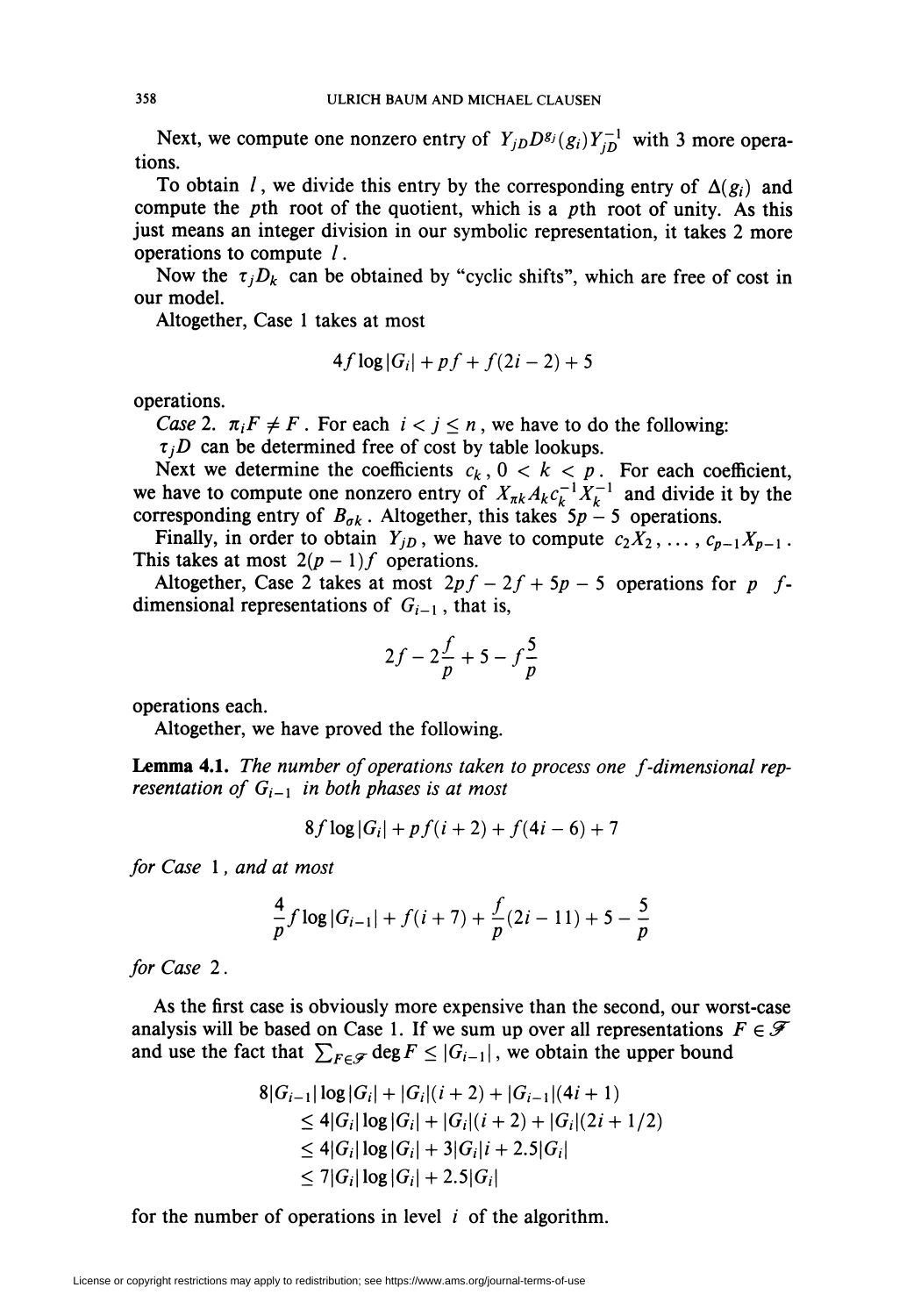Next, we compute one nonzero entry of $Y_{jD}D^{g_j}(g_i)Y_{jD}^{-1}$ with 3 more operations.

To obtain $l$, we divide this entry by the corresponding entry of $\Delta(g_i)$ and compute the $p$th root of the quotient, which is a $p$th root of unity. As this just means an integer division in our symbolic representation, it takes 2 more operations to compute $l$.

Now the $\tau_j D_k$ can be obtained by "cyclic shifts", which are free of cost in our model.

Altogether, Case 1 takes at most

$$4f \log |G_i| + pf + f(2i - 2) + 5$$

operations.

*Case* 2. $\pi_i F \neq F$. For each $i < j \leq n$, we have to do the following:

$\tau_j D$ can be determined free of cost by table lookups.

Next we determine the coefficients $c_k$, $0 < k < p$. For each coefficient, we have to compute one nonzero entry of $X_{\pi k} A_k c_k^{-1} X_k^{-1}$ and divide it by the corresponding entry of $B_{\sigma k}$. Altogether, this takes $5p - 5$ operations.

Finally, in order to obtain $Y_{jD}$, we have to compute $c_2 X_2, \ldots, c_{p-1} X_{p-1}$. This takes at most $2(p-1)f$ operations.

Altogether, Case 2 takes at most $2pf - 2f + 5p - 5$ operations for $p$ $f$-dimensional representations of $G_{i-1}$, that is,

$$2f - 2\frac{f}{p} + 5 - f\frac{5}{p}$$

operations each.

Altogether, we have proved the following.

**Lemma 4.1.** *The number of operations taken to process one $f$-dimensional representation of $G_{i-1}$ in both phases is at most*

$$8f \log |G_i| + pf(i+2) + f(4i - 6) + 7$$

*for Case* 1, *and at most*

$$\frac{4}{p} f \log |G_{i-1}| + f(i+7) + \frac{f}{p}(2i - 11) + 5 - \frac{5}{p}$$

*for Case* 2.

As the first case is obviously more expensive than the second, our worst-case analysis will be based on Case 1. If we sum up over all representations $F \in \mathcal{F}$ and use the fact that $\sum_{F \in \mathcal{F}} \deg F \leq |G_{i-1}|$, we obtain the upper bound

$$\begin{aligned}
8|G_{i-1}| \log |G_i| &+ |G_i|(i+2) + |G_{i-1}|(4i+1) \\
&\leq 4|G_i| \log |G_i| + |G_i|(i+2) + |G_i|(2i + 1/2) \\
&\leq 4|G_i| \log |G_i| + 3|G_i| i + 2.5|G_i| \\
&\leq 7|G_i| \log |G_i| + 2.5|G_i|
\end{aligned}$$

for the number of operations in level $i$ of the algorithm.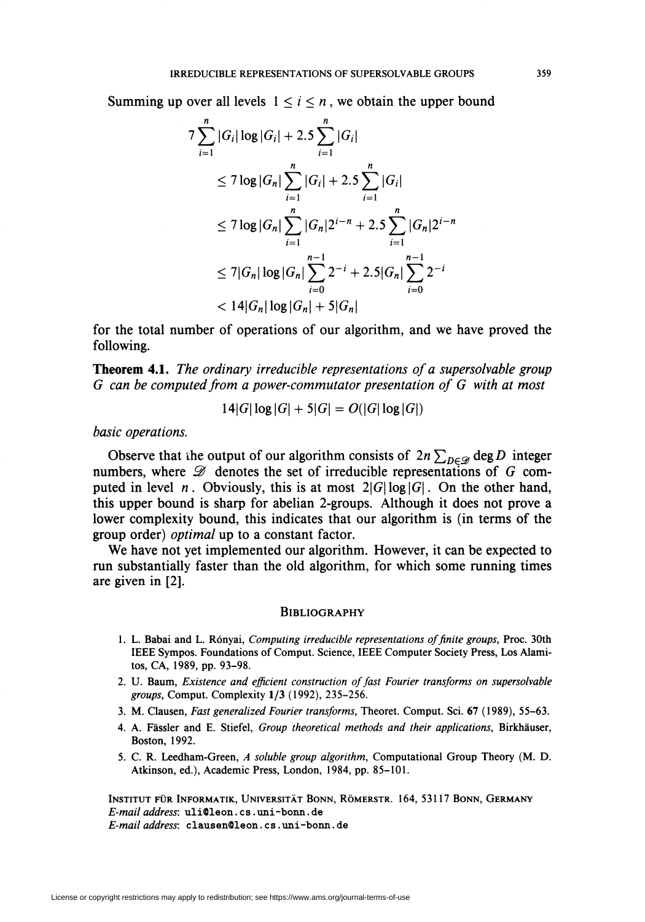Summing up over all levels $1 \le i \le n$, we obtain the upper bound

$$
\begin{aligned}
7\sum_{i=1}^{n} |G_i| \log |G_i| &+ 2.5 \sum_{i=1}^{n} |G_i| \\
&\le 7 \log |G_n| \sum_{i=1}^{n} |G_i| + 2.5 \sum_{i=1}^{n} |G_i| \\
&\le 7 \log |G_n| \sum_{i=1}^{n} |G_n| 2^{i-n} + 2.5 \sum_{i=1}^{n} |G_n| 2^{i-n} \\
&\le 7 |G_n| \log |G_n| \sum_{i=0}^{n-1} 2^{-i} + 2.5 |G_n| \sum_{i=0}^{n-1} 2^{-i} \\
&< 14 |G_n| \log |G_n| + 5 |G_n|
\end{aligned}
$$

for the total number of operations of our algorithm, and we have proved the following.

**Theorem 4.1.** *The ordinary irreducible representations of a supersolvable group $G$ can be computed from a power-commutator presentation of $G$ with at most*

$$14|G| \log |G| + 5|G| = O(|G| \log |G|)$$

*basic operations.*

Observe that the output of our algorithm consists of $2n \sum_{D \in \mathscr{D}} \deg D$ integer numbers, where $\mathscr{D}$ denotes the set of irreducible representations of $G$ computed in level $n$. Obviously, this is at most $2|G| \log |G|$. On the other hand, this upper bound is sharp for abelian 2-groups. Although it does not prove a lower complexity bound, this indicates that our algorithm is (in terms of the group order) *optimal* up to a constant factor.

We have not yet implemented our algorithm. However, it can be expected to run substantially faster than the old algorithm, for which some running times are given in [2].

## Bibliography

1. L. Babai and L. Rónyai, *Computing irreducible representations of finite groups*, Proc. 30th IEEE Sympos. Foundations of Comput. Science, IEEE Computer Society Press, Los Alamitos, CA, 1989, pp. 93–98.
2. U. Baum, *Existence and efficient construction of fast Fourier transforms on supersolvable groups*, Comput. Complexity **1/3** (1992), 235–256.
3. M. Clausen, *Fast generalized Fourier transforms*, Theoret. Comput. Sci. **67** (1989), 55–63.
4. A. Fässler and E. Stiefel, *Group theoretical methods and their applications*, Birkhäuser, Boston, 1992.
5. C. R. Leedham-Green, *A soluble group algorithm*, Computational Group Theory (M. D. Atkinson, ed.), Academic Press, London, 1984, pp. 85–101.

Institut für Informatik, Universität Bonn, Römerstr. 164, 53117 Bonn, Germany
*E-mail address*: uli@leon.cs.uni-bonn.de
*E-mail address*: clausen@leon.cs.uni-bonn.de